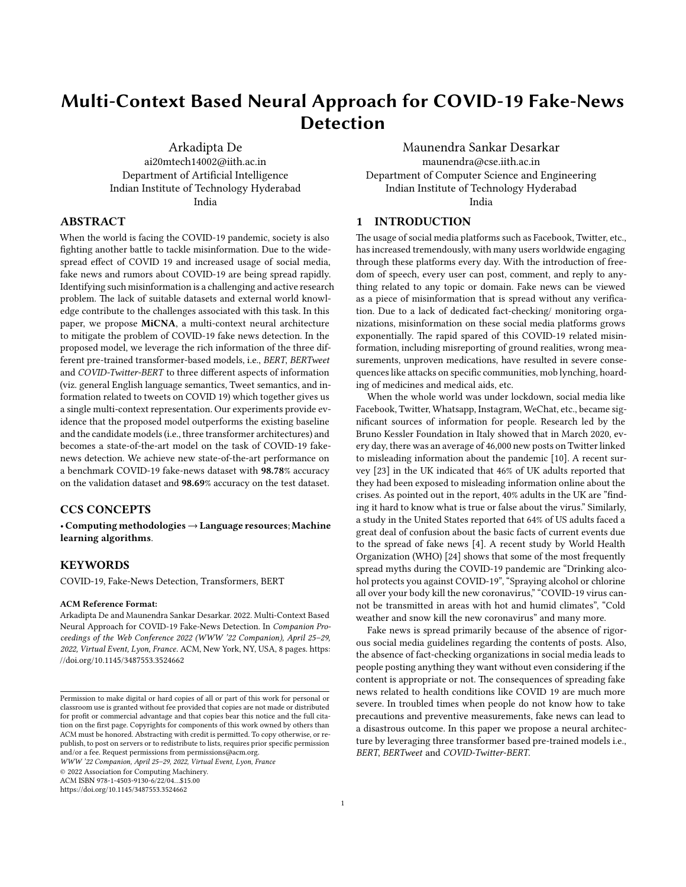# Multi-Context Based Neural Approach for COVID-19 Fake-News Detection

Arkadipta De
ai20mtech14002@iith.ac.in
Department of Artificial Intelligence
Indian Institute of Technology Hyderabad
India

Maunendra Sankar Desarkar
maunendra@cse.iith.ac.in
Department of Computer Science and Engineering
Indian Institute of Technology Hyderabad
India

## ABSTRACT

When the world is facing the COVID-19 pandemic, society is also fighting another battle to tackle misinformation. Due to the widespread effect of COVID 19 and increased usage of social media, fake news and rumors about COVID-19 are being spread rapidly. Identifying such misinformation is a challenging and active research problem. The lack of suitable datasets and external world knowledge contribute to the challenges associated with this task. In this paper, we propose **MiCNA**, a multi-context neural architecture to mitigate the problem of COVID-19 fake news detection. In the proposed model, we leverage the rich information of the three different pre-trained transformer-based models, i.e., *BERT*, *BERTweet* and *COVID-Twitter-BERT* to three different aspects of information (viz. general English language semantics, Tweet semantics, and information related to tweets on COVID 19) which together gives us a single multi-context representation. Our experiments provide evidence that the proposed model outperforms the existing baseline and the candidate models (i.e., three transformer architectures) and becomes a state-of-the-art model on the task of COVID-19 fake-news detection. We achieve new state-of-the-art performance on a benchmark COVID-19 fake-news dataset with **98.78**% accuracy on the validation dataset and **98.69**% accuracy on the test dataset.

## CCS CONCEPTS

• **Computing methodologies → Language resources**; **Machine learning algorithms**.

## KEYWORDS

COVID-19, Fake-News Detection, Transformers, BERT

**ACM Reference Format:**
Arkadipta De and Maunendra Sankar Desarkar. 2022. Multi-Context Based Neural Approach for COVID-19 Fake-News Detection. In *Companion Proceedings of the Web Conference 2022 (WWW '22 Companion), April 25–29, 2022, Virtual Event, Lyon, France.* ACM, New York, NY, USA, 8 pages. https://doi.org/10.1145/3487553.3524662

Permission to make digital or hard copies of all or part of this work for personal or classroom use is granted without fee provided that copies are not made or distributed for profit or commercial advantage and that copies bear this notice and the full citation on the first page. Copyrights for components of this work owned by others than ACM must be honored. Abstracting with credit is permitted. To copy otherwise, or republish, to post on servers or to redistribute to lists, requires prior specific permission and/or a fee. Request permissions from permissions@acm.org.
*WWW '22 Companion, April 25–29, 2022, Virtual Event, Lyon, France*
© 2022 Association for Computing Machinery.
ACM ISBN 978-1-4503-9130-6/22/04...$15.00
https://doi.org/10.1145/3487553.3524662

## 1 INTRODUCTION

The usage of social media platforms such as Facebook, Twitter, etc., has increased tremendously, with many users worldwide engaging through these platforms every day. With the introduction of freedom of speech, every user can post, comment, and reply to anything related to any topic or domain. Fake news can be viewed as a piece of misinformation that is spread without any verification. Due to a lack of dedicated fact-checking/ monitoring organizations, misinformation on these social media platforms grows exponentially. The rapid spared of this COVID-19 related misinformation, including misreporting of ground realities, wrong measurements, unproven medications, have resulted in severe consequences like attacks on specific communities, mob lynching, hoarding of medicines and medical aids, etc.

When the whole world was under lockdown, social media like Facebook, Twitter, Whatsapp, Instagram, WeChat, etc., became significant sources of information for people. Research led by the Bruno Kessler Foundation in Italy showed that in March 2020, every day, there was an average of 46,000 new posts on Twitter linked to misleading information about the pandemic [10]. A recent survey [23] in the UK indicated that 46% of UK adults reported that they had been exposed to misleading information online about the crises. As pointed out in the report, 40% adults in the UK are "finding it hard to know what is true or false about the virus." Similarly, a study in the United States reported that 64% of US adults faced a great deal of confusion about the basic facts of current events due to the spread of fake news [4]. A recent study by World Health Organization (WHO) [24] shows that some of the most frequently spread myths during the COVID-19 pandemic are "Drinking alcohol protects you against COVID-19", "Spraying alcohol or chlorine all over your body kill the new coronavirus," "COVID-19 virus cannot be transmitted in areas with hot and humid climates", "Cold weather and snow kill the new coronavirus" and many more.

Fake news is spread primarily because of the absence of rigorous social media guidelines regarding the contents of posts. Also, the absence of fact-checking organizations in social media leads to people posting anything they want without even considering if the content is appropriate or not. The consequences of spreading fake news related to health conditions like COVID 19 are much more severe. In troubled times when people do not know how to take precautions and preventive measurements, fake news can lead to a disastrous outcome. In this paper we propose a neural architecture by leveraging three transformer based pre-trained models i.e., *BERT*, *BERTweet* and *COVID-Twitter-BERT*.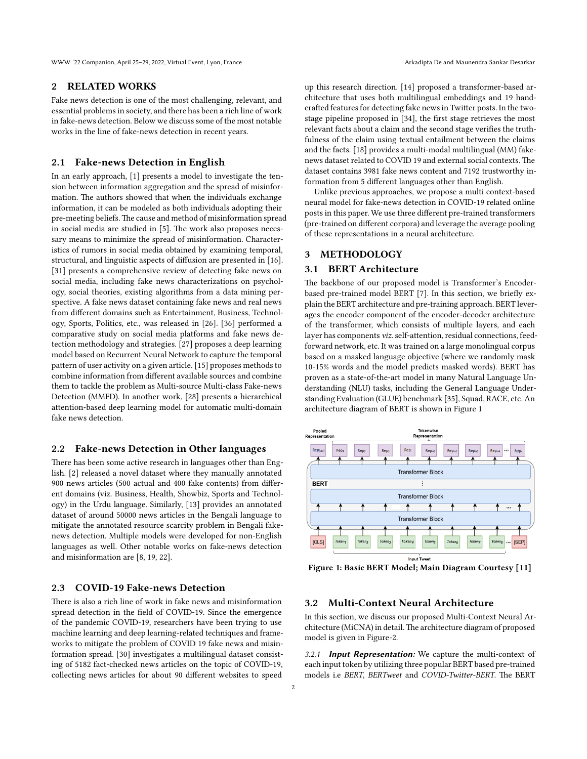## 2 RELATED WORKS

Fake news detection is one of the most challenging, relevant, and essential problems in society, and there has been a rich line of work in fake-news detection. Below we discuss some of the most notable works in the line of fake-news detection in recent years.

### 2.1 Fake-news Detection in English

In an early approach, [1] presents a model to investigate the tension between information aggregation and the spread of misinformation. The authors showed that when the individuals exchange information, it can be modeled as both individuals adopting their pre-meeting beliefs. The cause and method of misinformation spread in social media are studied in [5]. The work also proposes necessary means to minimize the spread of misinformation. Characteristics of rumors in social media obtained by examining temporal, structural, and linguistic aspects of diffusion are presented in [16]. [31] presents a comprehensive review of detecting fake news on social media, including fake news characterizations on psychology, social theories, existing algorithms from a data mining perspective. A fake news dataset containing fake news and real news from different domains such as Entertainment, Business, Technology, Sports, Politics, etc., was released in [26]. [36] performed a comparative study on social media platforms and fake news detection methodology and strategies. [27] proposes a deep learning model based on Recurrent Neural Network to capture the temporal pattern of user activity on a given article. [15] proposes methods to combine information from different available sources and combine them to tackle the problem as Multi-source Multi-class Fake-news Detection (MMFD). In another work, [28] presents a hierarchical attention-based deep learning model for automatic multi-domain fake news detection.

### 2.2 Fake-news Detection in Other languages

There has been some active research in languages other than English. [2] released a novel dataset where they manually annotated 900 news articles (500 actual and 400 fake contents) from different domains (viz. Business, Health, Showbiz, Sports and Technology) in the Urdu language. Similarly, [13] provides an annotated dataset of around 50000 news articles in the Bengali language to mitigate the annotated resource scarcity problem in Bengali fake-news detection. Multiple models were developed for non-English languages as well. Other notable works on fake-news detection and misinformation are [8, 19, 22].

### 2.3 COVID-19 Fake-news Detection

There is also a rich line of work in fake news and misinformation spread detection in the field of COVID-19. Since the emergence of the pandemic COVID-19, researchers have been trying to use machine learning and deep learning-related techniques and frameworks to mitigate the problem of COVID 19 fake news and misinformation spread. [30] investigates a multilingual dataset consisting of 5182 fact-checked news articles on the topic of COVID-19, collecting news articles for about 90 different websites to speed up this research direction. [14] proposed a transformer-based architecture that uses both multilingual embeddings and 19 handcrafted features for detecting fake news in Twitter posts. In the two-stage pipeline proposed in [34], the first stage retrieves the most relevant facts about a claim and the second stage verifies the truthfulness of the claim using textual entailment between the claims and the facts. [18] provides a multi-modal multilingual (MM) fake-news dataset related to COVID 19 and external social contexts. The dataset contains 3981 fake news content and 7192 trustworthy information from 5 different languages other than English.

Unlike previous approaches, we propose a multi context-based neural model for fake-news detection in COVID-19 related online posts in this paper. We use three different pre-trained transformers (pre-trained on different corpora) and leverage the average pooling of these representations in a neural architecture.

## 3 METHODOLOGY

### 3.1 BERT Architecture

The backbone of our proposed model is Transformer's Encoder-based pre-trained model BERT [7]. In this section, we briefly explain the BERT architecture and pre-training approach. BERT leverages the encoder component of the encoder-decoder architecture of the transformer, which consists of multiple layers, and each layer has components *viz.* self-attention, residual connections, feed-forward network, etc. It was trained on a large monolingual corpus based on a masked language objective (where we randomly mask 10-15% words and the model predicts masked words). BERT has proven as a state-of-the-art model in many Natural Language Understanding (NLU) tasks, including the General Language Understanding Evaluation (GLUE) benchmark [35], Squad, RACE, etc. An architecture diagram of BERT is shown in Figure 1

**Figure 1: Basic BERT Model; Main Diagram Courtesy [11]**

### 3.2 Multi-Context Neural Architecture

In this section, we discuss our proposed Multi-Context Neural Architecture (MiCNA) in detail. The architecture diagram of proposed model is given in Figure-2.

*3.2.1* ***Input Representation:*** We capture the multi-context of each input token by utilizing three popular BERT based pre-trained models i.e *BERT*, *BERTweet* and *COVID-Twitter-BERT*. The BERT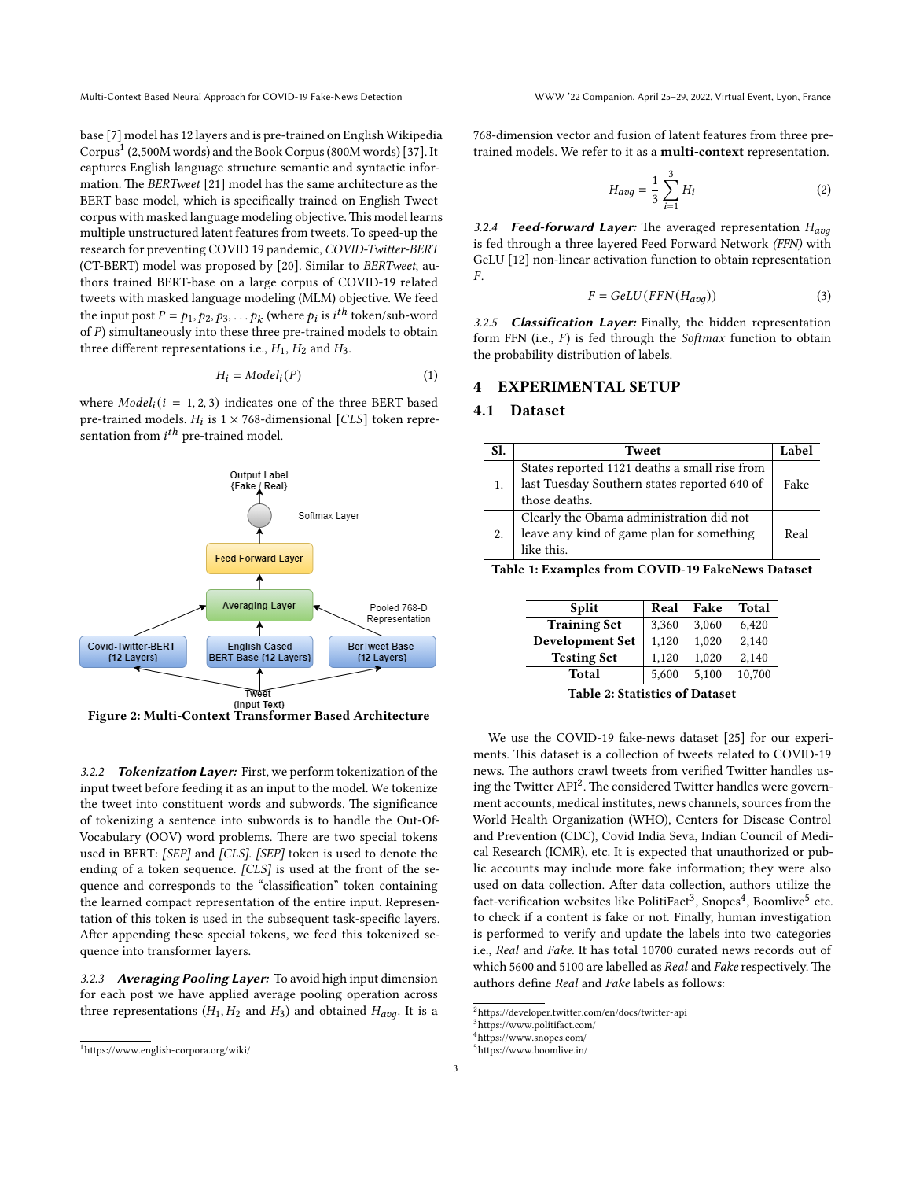base [7] model has 12 layers and is pre-trained on English Wikipedia Corpus[1] (2,500M words) and the Book Corpus (800M words) [37]. It captures English language structure semantic and syntactic information. The *BERTweet* [21] model has the same architecture as the BERT base model, which is specifically trained on English Tweet corpus with masked language modeling objective. This model learns multiple unstructured latent features from tweets. To speed-up the research for preventing COVID 19 pandemic, *COVID-Twitter-BERT* (CT-BERT) model was proposed by [20]. Similar to *BERTweet*, authors trained BERT-base on a large corpus of COVID-19 related tweets with masked language modeling (MLM) objective. We feed the input post $P = p_1, p_2, p_3, \ldots p_k$ (where $p_i$ is $i^{th}$ token/sub-word of $P$) simultaneously into these three pre-trained models to obtain three different representations i.e., $H_1$, $H_2$ and $H_3$.

$$H_i = Model_i(P) \tag{1}$$

where $Model_i (i = 1, 2, 3)$ indicates one of the three BERT based pre-trained models. $H_i$ is $1 \times 768$-dimensional $[CLS]$ token representation from $i^{th}$ pre-trained model.

**Figure 2: Multi-Context Transformer Based Architecture**

*3.2.2* ***Tokenization Layer:*** First, we perform tokenization of the input tweet before feeding it as an input to the model. We tokenize the tweet into constituent words and subwords. The significance of tokenizing a sentence into subwords is to handle the Out-Of-Vocabulary (OOV) word problems. There are two special tokens used in BERT: *[SEP]* and *[CLS]*. *[SEP]* token is used to denote the ending of a token sequence. *[CLS]* is used at the front of the sequence and corresponds to the "classification" token containing the learned compact representation of the entire input. Representation of this token is used in the subsequent task-specific layers. After appending these special tokens, we feed this tokenized sequence into transformer layers.

*3.2.3* ***Averaging Pooling Layer:*** To avoid high input dimension for each post we have applied average pooling operation across three representations ($H_1, H_2$ and $H_3$) and obtained $H_{avg}$. It is a 768-dimension vector and fusion of latent features from three pre-trained models. We refer to it as a **multi-context** representation.

$$H_{avg} = \frac{1}{3}\sum_{i=1}^{3} H_i \tag{2}$$

*3.2.4* ***Feed-forward Layer:*** The averaged representation $H_{avg}$ is fed through a three layered Feed Forward Network *(FFN)* with GeLU [12] non-linear activation function to obtain representation $F$.

$$F = GeLU(FFN(H_{avg})) \tag{3}$$

*3.2.5* ***Classification Layer:*** Finally, the hidden representation form FFN (i.e., $F$) is fed through the *Softmax* function to obtain the probability distribution of labels.

## 4 EXPERIMENTAL SETUP

### 4.1 Dataset

| Sl. | Tweet | Label |
|---|---|---|
| 1. | States reported 1121 deaths a small rise from last Tuesday Southern states reported 640 of those deaths. | Fake |
| 2. | Clearly the Obama administration did not leave any kind of game plan for something like this. | Real |

**Table 1: Examples from COVID-19 FakeNews Dataset**

| Split | Real | Fake | Total |
|---|---|---|---|
| **Training Set** | 3,360 | 3,060 | 6,420 |
| **Development Set** | 1,120 | 1,020 | 2,140 |
| **Testing Set** | 1,120 | 1,020 | 2,140 |
| **Total** | 5,600 | 5,100 | 10,700 |

**Table 2: Statistics of Dataset**

We use the COVID-19 fake-news dataset [25] for our experiments. This dataset is a collection of tweets related to COVID-19 news. The authors crawl tweets from verified Twitter handles using the Twitter API[2]. The considered Twitter handles were government accounts, medical institutes, news channels, sources from the World Health Organization (WHO), Centers for Disease Control and Prevention (CDC), Covid India Seva, Indian Council of Medical Research (ICMR), etc. It is expected that unauthorized or public accounts may include more fake information; they were also used on data collection. After data collection, authors utilize the fact-verification websites like PolitiFact[3], Snopes[4], Boomlive[5] etc. to check if a content is fake or not. Finally, human investigation is performed to verify and update the labels into two categories i.e., *Real* and *Fake*. It has total 10700 curated news records out of which 5600 and 5100 are labelled as *Real* and *Fake* respectively. The authors define *Real* and *Fake* labels as follows:

[1] https://www.english-corpora.org/wiki/

[2] https://developer.twitter.com/en/docs/twitter-api

[3] https://www.politifact.com/

[4] https://www.snopes.com/

[5] https://www.boomlive.in/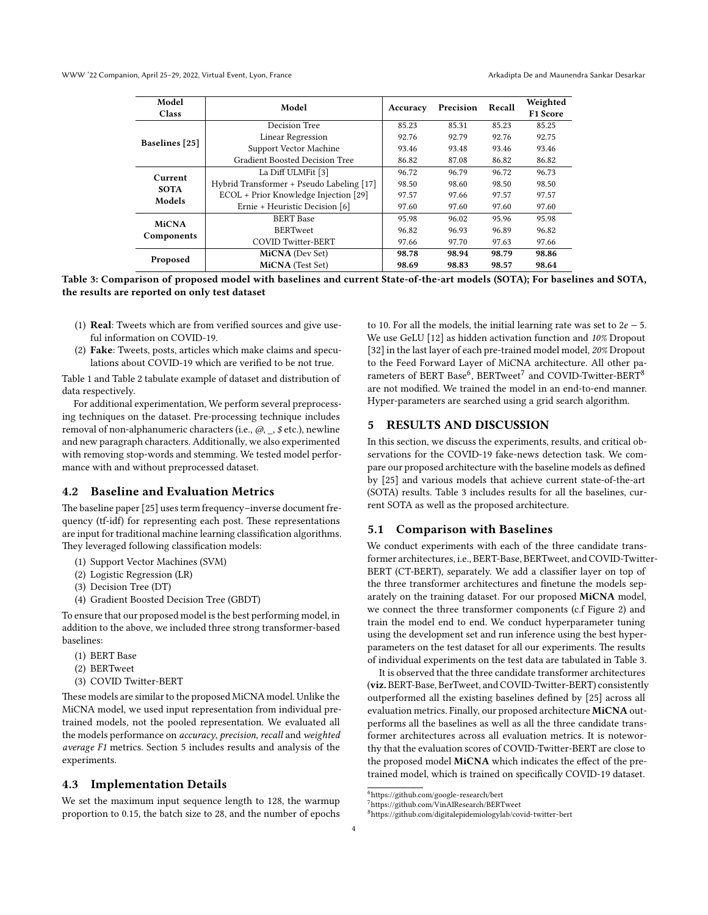| Model Class | Model | Accuracy | Precision | Recall | Weighted F1 Score |
|---|---|---|---|---|---|
| Baselines [25] | Decision Tree | 85.23 | 85.31 | 85.23 | 85.25 |
| | Linear Regression | 92.76 | 92.79 | 92.76 | 92.75 |
| | Support Vector Machine | 93.46 | 93.48 | 93.46 | 93.46 |
| | Gradient Boosted Decision Tree | 86.82 | 87.08 | 86.82 | 86.82 |
| Current SOTA Models | La Diff ULMFit [3] | 96.72 | 96.79 | 96.72 | 96.73 |
| | Hybrid Transformer + Pseudo Labeling [17] | 98.50 | 98.60 | 98.50 | 98.50 |
| | ECOL + Prior Knowledge Injection [29] | 97.57 | 97.66 | 97.57 | 97.57 |
| | Ernie + Heuristic Decision [6] | 97.60 | 97.60 | 97.60 | 97.60 |
| MiCNA Components | BERT Base | 95.98 | 96.02 | 95.96 | 95.98 |
| | BERTweet | 96.82 | 96.93 | 96.89 | 96.82 |
| | COVID Twitter-BERT | 97.66 | 97.70 | 97.63 | 97.66 |
| Proposed | **MiCNA** (Dev Set) | **98.78** | **98.94** | **98.79** | **98.86** |
| | **MiCNA** (Test Set) | **98.69** | **98.83** | **98.57** | **98.64** |

**Table 3: Comparison of proposed model with baselines and current State-of-the-art models (SOTA); For baselines and SOTA, the results are reported on only test dataset**

(1) **Real**: Tweets which are from verified sources and give useful information on COVID-19.
(2) **Fake**: Tweets, posts, articles which make claims and speculations about COVID-19 which are verified to be not true.

Table 1 and Table 2 tabulate example of dataset and distribution of data respectively.

For additional experimentation, We perform several preprocessing techniques on the dataset. Pre-processing technique includes removal of non-alphanumeric characters (i.e., @, _, $ etc.), newline and new paragraph characters. Additionally, we also experimented with removing stop-words and stemming. We tested model performance with and without preprocessed dataset.

### 4.2 Baseline and Evaluation Metrics

The baseline paper [25] uses term frequency–inverse document frequency (tf-idf) for representing each post. These representations are input for traditional machine learning classification algorithms. They leveraged following classification models:

(1) Support Vector Machines (SVM)
(2) Logistic Regression (LR)
(3) Decision Tree (DT)
(4) Gradient Boosted Decision Tree (GBDT)

To ensure that our proposed model is the best performing model, in addition to the above, we included three strong transformer-based baselines:

(1) BERT Base
(2) BERTweet
(3) COVID Twitter-BERT

These models are similar to the proposed MiCNA model. Unlike the MiCNA model, we used input representation from individual pre-trained models, not the pooled representation. We evaluated all the models performance on *accuracy*, *precision*, *recall* and *weighted average F1* metrics. Section 5 includes results and analysis of the experiments.

### 4.3 Implementation Details

We set the maximum input sequence length to 128, the warmup proportion to 0.15, the batch size to 28, and the number of epochs to 10. For all the models, the initial learning rate was set to $2e-5$. We use GeLU [12] as hidden activation function and *10%* Dropout [32] in the last layer of each pre-trained model model, *20%* Dropout to the Feed Forward Layer of MiCNA architecture. All other parameters of BERT Base[6], BERTweet[7] and COVID-Twitter-BERT[8] are not modified. We trained the model in an end-to-end manner. Hyper-parameters are searched using a grid search algorithm.

## 5 RESULTS AND DISCUSSION

In this section, we discuss the experiments, results, and critical observations for the COVID-19 fake-news detection task. We compare our proposed architecture with the baseline models as defined by [25] and various models that achieve current state-of-the-art (SOTA) results. Table 3 includes results for all the baselines, current SOTA as well as the proposed architecture.

### 5.1 Comparison with Baselines

We conduct experiments with each of the three candidate transformer architectures, i.e., BERT-Base, BERTweet, and COVID-Twitter-BERT (CT-BERT), separately. We add a classifier layer on top of the three transformer architectures and finetune the models separately on the training dataset. For our proposed **MiCNA** model, we connect the three transformer components (c.f Figure 2) and train the model end to end. We conduct hyperparameter tuning using the development set and run inference using the best hyperparameters on the test dataset for all our experiments. The results of individual experiments on the test data are tabulated in Table 3.

It is observed that the three candidate transformer architectures (**viz.** BERT-Base, BerTweet, and COVID-Twitter-BERT) consistently outperformed all the existing baselines defined by [25] across all evaluation metrics. Finally, our proposed architecture **MiCNA** outperforms all the baselines as well as all the three candidate transformer architectures across all evaluation metrics. It is noteworthy that the evaluation scores of COVID-Twitter-BERT are close to the proposed model **MiCNA** which indicates the effect of the pre-trained model, which is trained on specifically COVID-19 dataset.

[6] https://github.com/google-research/bert
[7] https://github.com/VinAIResearch/BERTweet
[8] https://github.com/digitalepidemiologylab/covid-twitter-bert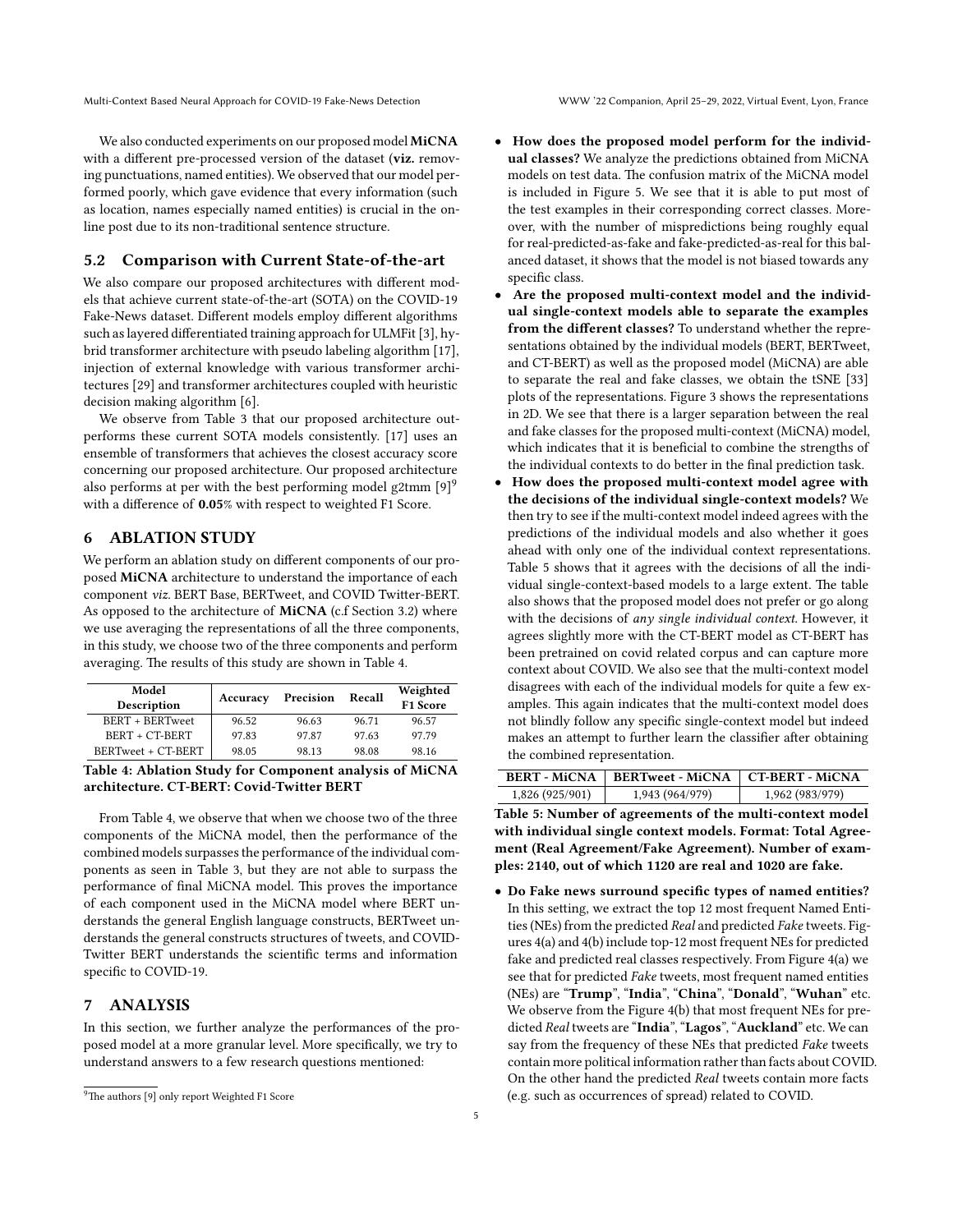We also conducted experiments on our proposed model **MiCNA** with a different pre-processed version of the dataset (**viz.** removing punctuations, named entities). We observed that our model performed poorly, which gave evidence that every information (such as location, names especially named entities) is crucial in the online post due to its non-traditional sentence structure.

## 5.2 Comparison with Current State-of-the-art

We also compare our proposed architectures with different models that achieve current state-of-the-art (SOTA) on the COVID-19 Fake-News dataset. Different models employ different algorithms such as layered differentiated training approach for ULMFit [3], hybrid transformer architecture with pseudo labeling algorithm [17], injection of external knowledge with various transformer architectures [29] and transformer architectures coupled with heuristic decision making algorithm [6].

We observe from Table 3 that our proposed architecture outperforms these current SOTA models consistently. [17] uses an ensemble of transformers that achieves the closest accuracy score concerning our proposed architecture. Our proposed architecture also performs at per with the best performing model g2tmm [9][9] with a difference of **0.05**% with respect to weighted F1 Score.

# 6 ABLATION STUDY

We perform an ablation study on different components of our proposed **MiCNA** architecture to understand the importance of each component *viz.* BERT Base, BERTweet, and COVID Twitter-BERT. As opposed to the architecture of **MiCNA** (c.f Section 3.2) where we use averaging the representations of all the three components, in this study, we choose two of the three components and perform averaging. The results of this study are shown in Table 4.

| Model Description | Accuracy | Precision | Recall | Weighted F1 Score |
|---|---|---|---|---|
| BERT + BERTweet | 96.52 | 96.63 | 96.71 | 96.57 |
| BERT + CT-BERT | 97.83 | 97.87 | 97.63 | 97.79 |
| BERTweet + CT-BERT | 98.05 | 98.13 | 98.08 | 98.16 |

**Table 4: Ablation Study for Component analysis of MiCNA architecture. CT-BERT: Covid-Twitter BERT**

From Table 4, we observe that when we choose two of the three components of the MiCNA model, then the performance of the combined models surpasses the performance of the individual components as seen in Table 3, but they are not able to surpass the performance of final MiCNA model. This proves the importance of each component used in the MiCNA model where BERT understands the general English language constructs, BERTweet understands the general constructs structures of tweets, and COVID-Twitter BERT understands the scientific terms and information specific to COVID-19.

# 7 ANALYSIS

In this section, we further analyze the performances of the proposed model at a more granular level. More specifically, we try to understand answers to a few research questions mentioned:

- **How does the proposed model perform for the individual classes?** We analyze the predictions obtained from MiCNA models on test data. The confusion matrix of the MiCNA model is included in Figure 5. We see that it is able to put most of the test examples in their corresponding correct classes. Moreover, with the number of mispredictions being roughly equal for real-predicted-as-fake and fake-predicted-as-real for this balanced dataset, it shows that the model is not biased towards any specific class.
- **Are the proposed multi-context model and the individual single-context models able to separate the examples from the different classes?** To understand whether the representations obtained by the individual models (BERT, BERTweet, and CT-BERT) as well as the proposed model (MiCNA) are able to separate the real and fake classes, we obtain the tSNE [33] plots of the representations. Figure 3 shows the representations in 2D. We see that there is a larger separation between the real and fake classes for the proposed multi-context (MiCNA) model, which indicates that it is beneficial to combine the strengths of the individual contexts to do better in the final prediction task.
- **How does the proposed multi-context model agree with the decisions of the individual single-context models?** We then try to see if the multi-context model indeed agrees with the predictions of the individual models and also whether it goes ahead with only one of the individual context representations. Table 5 shows that it agrees with the decisions of all the individual single-context-based models to a large extent. The table also shows that the proposed model does not prefer or go along with the decisions of *any single individual context*. However, it agrees slightly more with the CT-BERT model as CT-BERT has been pretrained on covid related corpus and can capture more context about COVID. We also see that the multi-context model disagrees with each of the individual models for quite a few examples. This again indicates that the multi-context model does not blindly follow any specific single-context model but indeed makes an attempt to further learn the classifier after obtaining the combined representation.

| BERT - MiCNA | BERTweet - MiCNA | CT-BERT - MiCNA |
|---|---|---|
| 1,826 (925/901) | 1,943 (964/979) | 1,962 (983/979) |

**Table 5: Number of agreements of the multi-context model with individual single context models. Format: Total Agreement (Real Agreement/Fake Agreement). Number of examples: 2140, out of which 1120 are real and 1020 are fake.**

- **Do Fake news surround specific types of named entities?** In this setting, we extract the top 12 most frequent Named Entities (NEs) from the predicted *Real* and predicted *Fake* tweets. Figures 4(a) and 4(b) include top-12 most frequent NEs for predicted fake and predicted real classes respectively. From Figure 4(a) we see that for predicted *Fake* tweets, most frequent named entities (NEs) are "**Trump**", "**India**", "**China**", "**Donald**", "**Wuhan**" etc. We observe from the Figure 4(b) that most frequent NEs for predicted *Real* tweets are "**India**", "**Lagos**", "**Auckland**" etc. We can say from the frequency of these NEs that predicted *Fake* tweets contain more political information rather than facts about COVID. On the other hand the predicted *Real* tweets contain more facts (e.g. such as occurrences of spread) related to COVID.

[9] The authors [9] only report Weighted F1 Score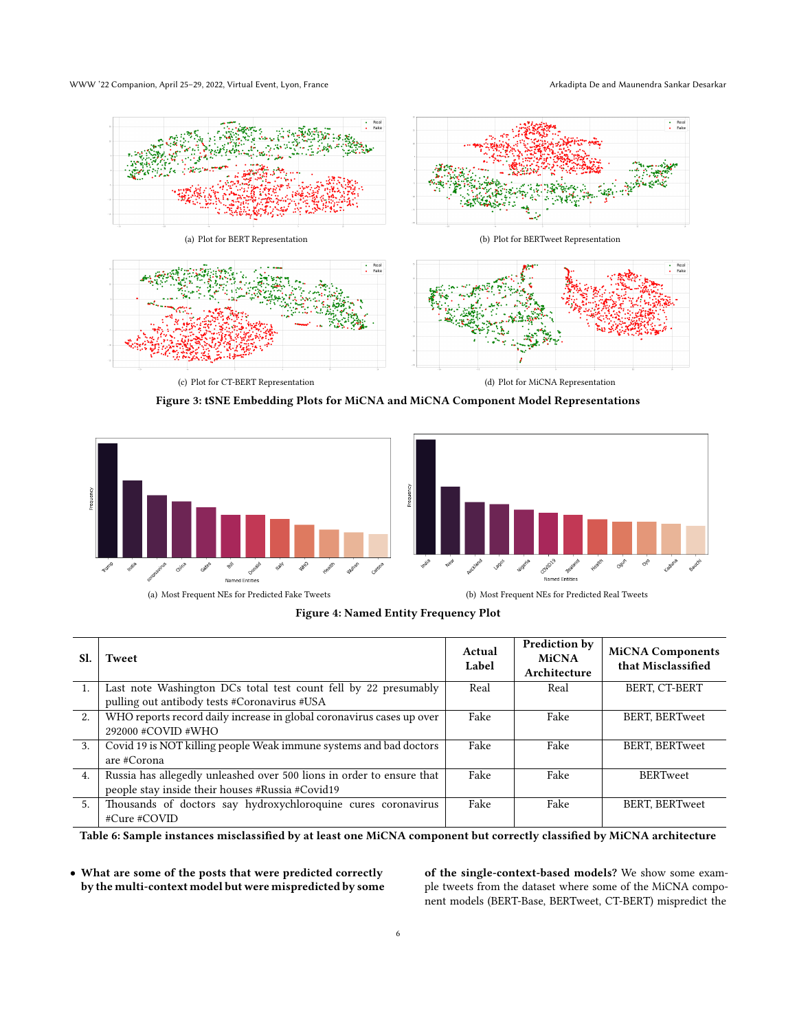(a) Plot for BERT Representation

(b) Plot for BERTweet Representation

(c) Plot for CT-BERT Representation

(d) Plot for MiCNA Representation

**Figure 3: tSNE Embedding Plots for MiCNA and MiCNA Component Model Representations**

(a) Most Frequent NEs for Predicted Fake Tweets

(b) Most Frequent NEs for Predicted Real Tweets

**Figure 4: Named Entity Frequency Plot**

| Sl. | Tweet | Actual Label | Prediction by MiCNA Architecture | MiCNA Components that Misclassified |
|---|---|---|---|---|
| 1. | Last note Washington DCs total test count fell by 22 presumably pulling out antibody tests #Coronavirus #USA | Real | Real | BERT, CT-BERT |
| 2. | WHO reports record daily increase in global coronavirus cases up over 292000 #COVID #WHO | Fake | Fake | BERT, BERTweet |
| 3. | Covid 19 is NOT killing people Weak immune systems and bad doctors are #Corona | Fake | Fake | BERT, BERTweet |
| 4. | Russia has allegedly unleashed over 500 lions in order to ensure that people stay inside their houses #Russia #Covid19 | Fake | Fake | BERTweet |
| 5. | Thousands of doctors say hydroxychloroquine cures coronavirus #Cure #COVID | Fake | Fake | BERT, BERTweet |

**Table 6: Sample instances misclassified by at least one MiCNA component but correctly classified by MiCNA architecture**

- **What are some of the posts that were predicted correctly by the multi-context model but were mispredicted by some of the single-context-based models?** We show some example tweets from the dataset where some of the MiCNA component models (BERT-Base, BERTweet, CT-BERT) mispredict the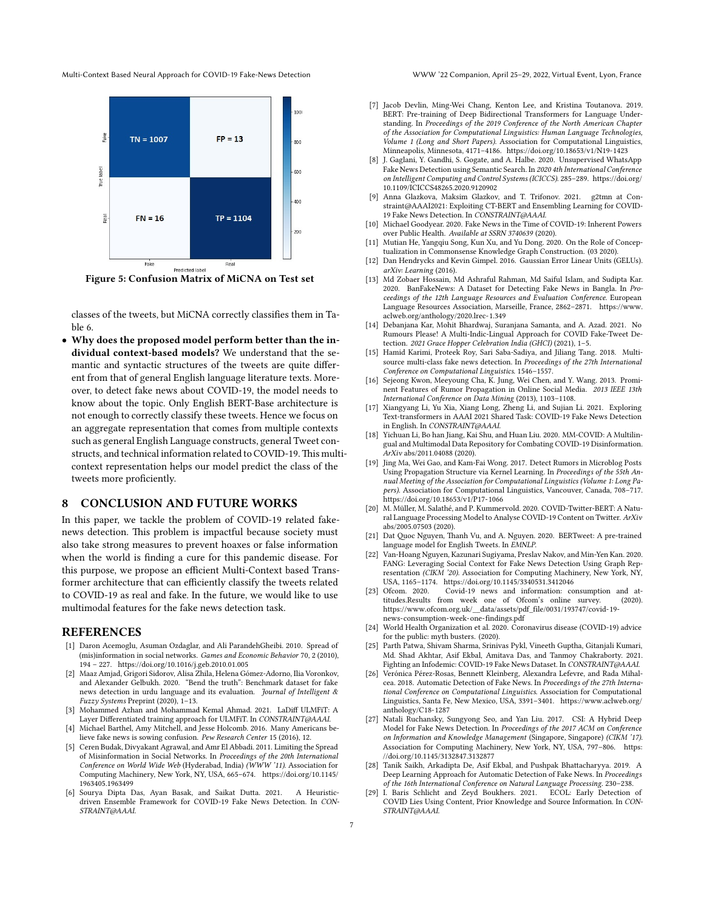Figure 5: Confusion Matrix of MiCNA on Test set

classes of the tweets, but MiCNA correctly classifies them in Table 6.

- **Why does the proposed model perform better than the individual context-based models?** We understand that the semantic and syntactic structures of the tweets are quite different from that of general English language literature texts. Moreover, to detect fake news about COVID-19, the model needs to know about the topic. Only English BERT-Base architecture is not enough to correctly classify these tweets. Hence we focus on an aggregate representation that comes from multiple contexts such as general English Language constructs, general Tweet constructs, and technical information related to COVID-19. This multi-context representation helps our model predict the class of the tweets more proficiently.

# 8 CONCLUSION AND FUTURE WORKS

In this paper, we tackle the problem of COVID-19 related fake-news detection. This problem is impactful because society must also take strong measures to prevent hoaxes or false information when the world is finding a cure for this pandemic disease. For this purpose, we propose an efficient Multi-Context based Transformer architecture that can efficiently classify the tweets related to COVID-19 as real and fake. In the future, we would like to use multimodal features for the fake news detection task.

# REFERENCES

[1] Daron Acemoglu, Asuman Ozdaglar, and Ali ParandehGheibi. 2010. Spread of (mis)information in social networks. *Games and Economic Behavior* 70, 2 (2010), 194 – 227. https://doi.org/10.1016/j.geb.2010.01.005

[2] Maaz Amjad, Grigori Sidorov, Alisa Zhila, Helena Gómez-Adorno, Ilia Voronkov, and Alexander Gelbukh. 2020. "Bend the truth": Benchmark dataset for fake news detection in urdu language and its evaluation. *Journal of Intelligent & Fuzzy Systems* Preprint (2020), 1–13.

[3] Mohammed Azhan and Mohammad Kemal Ahmad. 2021. LaDiff ULMFiT: A Layer Differentiated training approach for ULMFiT. In *CONSTRAINT@AAAI*.

[4] Michael Barthel, Amy Mitchell, and Jesse Holcomb. 2016. Many Americans believe fake news is sowing confusion. *Pew Research Center* 15 (2016), 12.

[5] Ceren Budak, Divyakant Agrawal, and Amr El Abbadi. 2011. Limiting the Spread of Misinformation in Social Networks. In *Proceedings of the 20th International Conference on World Wide Web* (Hyderabad, India) *(WWW '11)*. Association for Computing Machinery, New York, NY, USA, 665–674. https://doi.org/10.1145/1963405.1963499

[6] Sourya Dipta Das, Ayan Basak, and Saikat Dutta. 2021. A Heuristic-driven Ensemble Framework for COVID-19 Fake News Detection. In *CONSTRAINT@AAAI*.

[7] Jacob Devlin, Ming-Wei Chang, Kenton Lee, and Kristina Toutanova. 2019. BERT: Pre-training of Deep Bidirectional Transformers for Language Understanding. In *Proceedings of the 2019 Conference of the North American Chapter of the Association for Computational Linguistics: Human Language Technologies, Volume 1 (Long and Short Papers)*. Association for Computational Linguistics, Minneapolis, Minnesota, 4171–4186. https://doi.org/10.18653/v1/N19-1423

[8] J. Gaglani, Y. Gandhi, S. Gogate, and A. Halbe. 2020. Unsupervised WhatsApp Fake News Detection using Semantic Search. In *2020 4th International Conference on Intelligent Computing and Control Systems (ICICCS)*. 285–289. https://doi.org/10.1109/ICICCS48265.2020.9120902

[9] Anna Glazkova, Maksim Glazkov, and T. Trifonov. 2021. g2tmn at Constraint@AAAI2021: Exploiting CT-BERT and Ensembling Learning for COVID-19 Fake News Detection. In *CONSTRAINT@AAAI*.

[10] Michael Goodyear. 2020. Fake News in the Time of COVID-19: Inherent Powers over Public Health. *Available at SSRN 3740639* (2020).

[11] Mutian He, Yangqiu Song, Kun Xu, and Yu Dong. 2020. On the Role of Conceptualization in Commonsense Knowledge Graph Construction. (03 2020).

[12] Dan Hendrycks and Kevin Gimpel. 2016. Gaussian Error Linear Units (GELUs). *arXiv: Learning* (2016).

[13] Md Zobaer Hossain, Md Ashraful Rahman, Md Saiful Islam, and Sudipta Kar. 2020. BanFakeNews: A Dataset for Detecting Fake News in Bangla. In *Proceedings of the 12th Language Resources and Evaluation Conference*. European Language Resources Association, Marseille, France, 2862–2871. https://www.aclweb.org/anthology/2020.lrec-1.349

[14] Debanjana Kar, Mohit Bhardwaj, Suranjana Samanta, and A. Azad. 2021. No Rumours Please! A Multi-Indic-Lingual Approach for COVID Fake-Tweet Detection. *2021 Grace Hopper Celebration India (GHCI)* (2021), 1–5.

[15] Hamid Karimi, Proteek Roy, Sari Saba-Sadiya, and Jiliang Tang. 2018. Multi-source multi-class fake news detection. In *Proceedings of the 27th International Conference on Computational Linguistics*. 1546–1557.

[16] Sejeong Kwon, Meeyoung Cha, K. Jung, Wei Chen, and Y. Wang. 2013. Prominent Features of Rumor Propagation in Online Social Media. *2013 IEEE 13th International Conference on Data Mining* (2013), 1103–1108.

[17] Xiangyang Li, Yu Xia, Xiang Long, Zheng Li, and Sujian Li. 2021. Exploring Text-transformers in AAAI 2021 Shared Task: COVID-19 Fake News Detection in English. In *CONSTRAINT@AAAI*.

[18] Yichuan Li, Bo han Jiang, Kai Shu, and Huan Liu. 2020. MM-COVID: A Multilingual and Multimodal Data Repository for Combating COVID-19 Disinformation. *ArXiv* abs/2011.04088 (2020).

[19] Jing Ma, Wei Gao, and Kam-Fai Wong. 2017. Detect Rumors in Microblog Posts Using Propagation Structure via Kernel Learning. In *Proceedings of the 55th Annual Meeting of the Association for Computational Linguistics (Volume 1: Long Papers)*. Association for Computational Linguistics, Vancouver, Canada, 708–717. https://doi.org/10.18653/v1/P17-1066

[20] M. Müller, M. Salathé, and P. Kummervold. 2020. COVID-Twitter-BERT: A Natural Language Processing Model to Analyse COVID-19 Content on Twitter. *ArXiv* abs/2005.07503 (2020).

[21] Dat Quoc Nguyen, Thanh Vu, and A. Nguyen. 2020. BERTweet: A pre-trained language model for English Tweets. In *EMNLP*.

[22] Van-Hoang Nguyen, Kazunari Sugiyama, Preslav Nakov, and Min-Yen Kan. 2020. FANG: Leveraging Social Context for Fake News Detection Using Graph Representation *(CIKM '20)*. Association for Computing Machinery, New York, NY, USA, 1165–1174. https://doi.org/10.1145/3340531.3412046

[23] Ofcom. 2020. Covid-19 news and information: consumption and attitudes.Results from week one of Ofcom's online survey. (2020). https://www.ofcom.org.uk/__data/assets/pdf_file/0031/193747/covid-19-news-consumption-week-one-findings.pdf

[24] World Health Organization et al. 2020. Coronavirus disease (COVID-19) advice for the public: myth busters. (2020).

[25] Parth Patwa, Shivam Sharma, Srinivas Pykl, Vineeth Guptha, Gitanjali Kumari, Md. Shad Akhtar, Asif Ekbal, Amitava Das, and Tanmoy Chakraborty. 2021. Fighting an Infodemic: COVID-19 Fake News Dataset. In *CONSTRAINT@AAAI*.

[26] Verónica Pérez-Rosas, Bennett Kleinberg, Alexandra Lefevre, and Rada Mihalcea. 2018. Automatic Detection of Fake News. In *Proceedings of the 27th International Conference on Computational Linguistics*. Association for Computational Linguistics, Santa Fe, New Mexico, USA, 3391–3401. https://www.aclweb.org/anthology/C18-1287

[27] Natali Ruchansky, Sungyong Seo, and Yan Liu. 2017. CSI: A Hybrid Deep Model for Fake News Detection. In *Proceedings of the 2017 ACM on Conference on Information and Knowledge Management* (Singapore, Singapore) *(CIKM '17)*. Association for Computing Machinery, New York, NY, USA, 797–806. https://doi.org/10.1145/3132847.3132877

[28] Tanik Saikh, Arkadipta De, Asif Ekbal, and Pushpak Bhattacharyya. 2019. A Deep Learning Approach for Automatic Detection of Fake News. In *Proceedings of the 16th International Conference on Natural Language Processing*. 230–238.

[29] I. Baris Schlicht and Zeyd Boukhers. 2021. ECOL: Early Detection of COVID Lies Using Content, Prior Knowledge and Source Information. In *CONSTRAINT@AAAI*.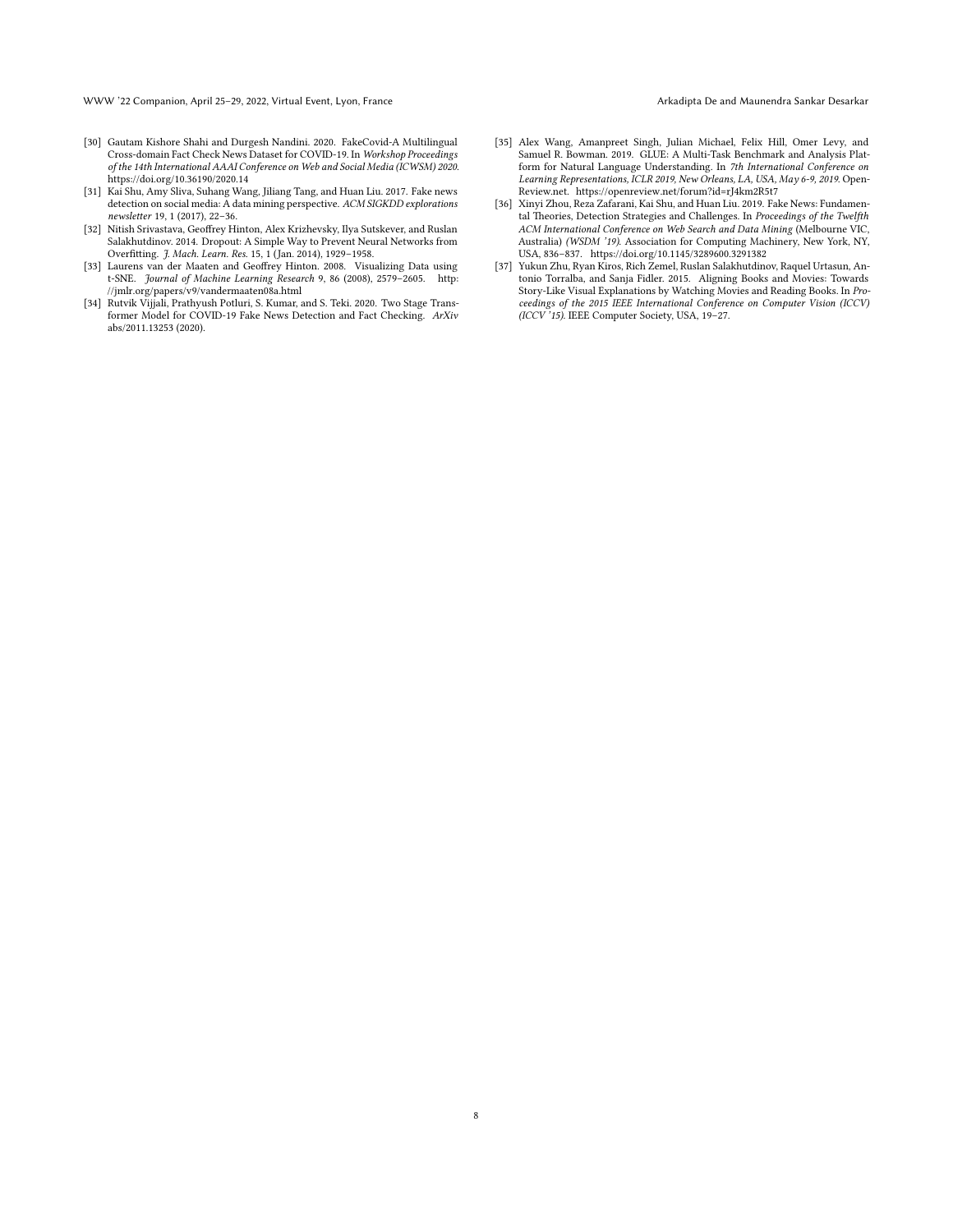[30] Gautam Kishore Shahi and Durgesh Nandini. 2020. FakeCovid-A Multilingual Cross-domain Fact Check News Dataset for COVID-19. In *Workshop Proceedings of the 14th International AAAI Conference on Web and Social Media (ICWSM) 2020*. https://doi.org/10.36190/2020.14

[31] Kai Shu, Amy Sliva, Suhang Wang, Jiliang Tang, and Huan Liu. 2017. Fake news detection on social media: A data mining perspective. *ACM SIGKDD explorations newsletter* 19, 1 (2017), 22–36.

[32] Nitish Srivastava, Geoffrey Hinton, Alex Krizhevsky, Ilya Sutskever, and Ruslan Salakhutdinov. 2014. Dropout: A Simple Way to Prevent Neural Networks from Overfitting. *J. Mach. Learn. Res.* 15, 1 (Jan. 2014), 1929–1958.

[33] Laurens van der Maaten and Geoffrey Hinton. 2008. Visualizing Data using t-SNE. *Journal of Machine Learning Research* 9, 86 (2008), 2579–2605. http://jmlr.org/papers/v9/vandermaaten08a.html

[34] Rutvik Vijjali, Prathyush Potluri, S. Kumar, and S. Teki. 2020. Two Stage Transformer Model for COVID-19 Fake News Detection and Fact Checking. *ArXiv* abs/2011.13253 (2020).

[35] Alex Wang, Amanpreet Singh, Julian Michael, Felix Hill, Omer Levy, and Samuel R. Bowman. 2019. GLUE: A Multi-Task Benchmark and Analysis Platform for Natural Language Understanding. In *7th International Conference on Learning Representations, ICLR 2019, New Orleans, LA, USA, May 6-9, 2019*. OpenReview.net. https://openreview.net/forum?id=rJ4km2R5t7

[36] Xinyi Zhou, Reza Zafarani, Kai Shu, and Huan Liu. 2019. Fake News: Fundamental Theories, Detection Strategies and Challenges. In *Proceedings of the Twelfth ACM International Conference on Web Search and Data Mining* (Melbourne VIC, Australia) *(WSDM '19)*. Association for Computing Machinery, New York, NY, USA, 836–837. https://doi.org/10.1145/3289600.3291382

[37] Yukun Zhu, Ryan Kiros, Rich Zemel, Ruslan Salakhutdinov, Raquel Urtasun, Antonio Torralba, and Sanja Fidler. 2015. Aligning Books and Movies: Towards Story-Like Visual Explanations by Watching Movies and Reading Books. In *Proceedings of the 2015 IEEE International Conference on Computer Vision (ICCV) (ICCV '15)*. IEEE Computer Society, USA, 19–27.